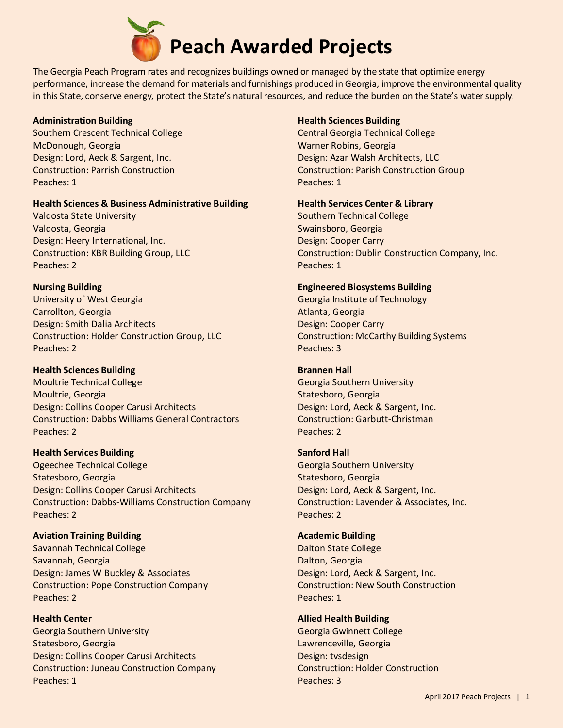# Peach Awarded Projects

The Georgia Peach Program rates and recognizes buildings owned or managed by the state that optimize energy performance, increase the demand for materials and furnishings produced in Georgia, improve the environmental quality in this State, conserve energy, protect the State's natural resources, and reduce the burden on the State's water supply.

**Administration Building**
Southern Crescent Technical College
McDonough, Georgia
Design: Lord, Aeck & Sargent, Inc.
Construction: Parrish Construction
Peaches: 1

**Health Sciences & Business Administrative Building**
Valdosta State University
Valdosta, Georgia
Design: Heery International, Inc.
Construction: KBR Building Group, LLC
Peaches: 2

**Nursing Building**
University of West Georgia
Carrollton, Georgia
Design: Smith Dalia Architects
Construction: Holder Construction Group, LLC
Peaches: 2

**Health Sciences Building**
Moultrie Technical College
Moultrie, Georgia
Design: Collins Cooper Carusi Architects
Construction: Dabbs Williams General Contractors
Peaches: 2

**Health Services Building**
Ogeechee Technical College
Statesboro, Georgia
Design: Collins Cooper Carusi Architects
Construction: Dabbs-Williams Construction Company
Peaches: 2

**Aviation Training Building**
Savannah Technical College
Savannah, Georgia
Design: James W Buckley & Associates
Construction: Pope Construction Company
Peaches: 2

**Health Center**
Georgia Southern University
Statesboro, Georgia
Design: Collins Cooper Carusi Architects
Construction: Juneau Construction Company
Peaches: 1

**Health Sciences Building**
Central Georgia Technical College
Warner Robins, Georgia
Design: Azar Walsh Architects, LLC
Construction: Parish Construction Group
Peaches: 1

**Health Services Center & Library**
Southern Technical College
Swainsboro, Georgia
Design: Cooper Carry
Construction: Dublin Construction Company, Inc.
Peaches: 1

**Engineered Biosystems Building**
Georgia Institute of Technology
Atlanta, Georgia
Design: Cooper Carry
Construction: McCarthy Building Systems
Peaches: 3

**Brannen Hall**
Georgia Southern University
Statesboro, Georgia
Design: Lord, Aeck & Sargent, Inc.
Construction: Garbutt-Christman
Peaches: 2

**Sanford Hall**
Georgia Southern University
Statesboro, Georgia
Design: Lord, Aeck & Sargent, Inc.
Construction: Lavender & Associates, Inc.
Peaches: 2

**Academic Building**
Dalton State College
Dalton, Georgia
Design: Lord, Aeck & Sargent, Inc.
Construction: New South Construction
Peaches: 1

**Allied Health Building**
Georgia Gwinnett College
Lawrenceville, Georgia
Design: tvsdesign
Construction: Holder Construction
Peaches: 3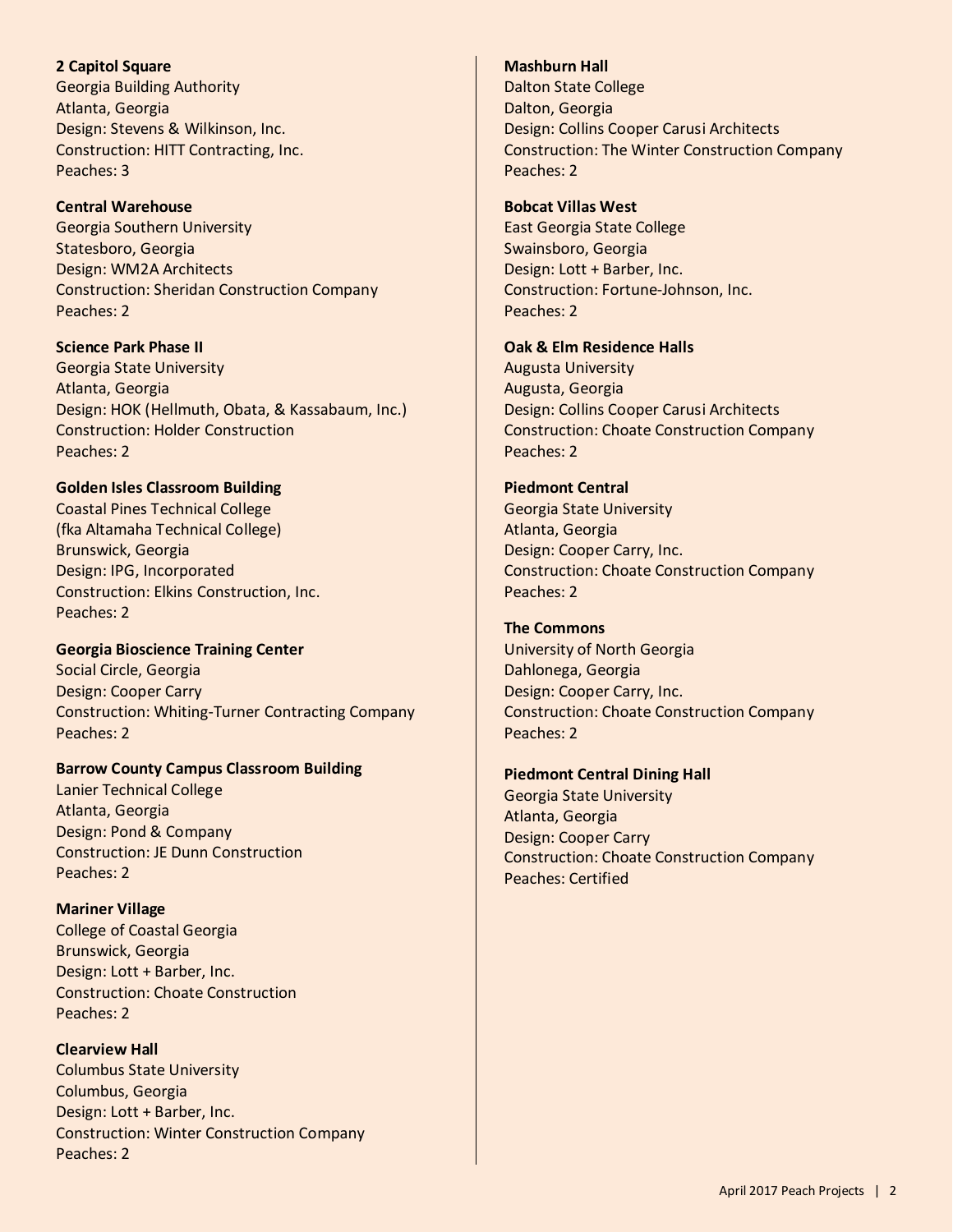**2 Capitol Square**
Georgia Building Authority
Atlanta, Georgia
Design: Stevens & Wilkinson, Inc.
Construction: HITT Contracting, Inc.
Peaches: 3

**Central Warehouse**
Georgia Southern University
Statesboro, Georgia
Design: WM2A Architects
Construction: Sheridan Construction Company
Peaches: 2

**Science Park Phase II**
Georgia State University
Atlanta, Georgia
Design: HOK (Hellmuth, Obata, & Kassabaum, Inc.)
Construction: Holder Construction
Peaches: 2

**Golden Isles Classroom Building**
Coastal Pines Technical College
(fka Altamaha Technical College)
Brunswick, Georgia
Design: IPG, Incorporated
Construction: Elkins Construction, Inc.
Peaches: 2

**Georgia Bioscience Training Center**
Social Circle, Georgia
Design: Cooper Carry
Construction: Whiting-Turner Contracting Company
Peaches: 2

**Barrow County Campus Classroom Building**
Lanier Technical College
Atlanta, Georgia
Design: Pond & Company
Construction: JE Dunn Construction
Peaches: 2

**Mariner Village**
College of Coastal Georgia
Brunswick, Georgia
Design: Lott + Barber, Inc.
Construction: Choate Construction
Peaches: 2

**Clearview Hall**
Columbus State University
Columbus, Georgia
Design: Lott + Barber, Inc.
Construction: Winter Construction Company
Peaches: 2

**Mashburn Hall**
Dalton State College
Dalton, Georgia
Design: Collins Cooper Carusi Architects
Construction: The Winter Construction Company
Peaches: 2

**Bobcat Villas West**
East Georgia State College
Swainsboro, Georgia
Design: Lott + Barber, Inc.
Construction: Fortune-Johnson, Inc.
Peaches: 2

**Oak & Elm Residence Halls**
Augusta University
Augusta, Georgia
Design: Collins Cooper Carusi Architects
Construction: Choate Construction Company
Peaches: 2

**Piedmont Central**
Georgia State University
Atlanta, Georgia
Design: Cooper Carry, Inc.
Construction: Choate Construction Company
Peaches: 2

**The Commons**
University of North Georgia
Dahlonega, Georgia
Design: Cooper Carry, Inc.
Construction: Choate Construction Company
Peaches: 2

**Piedmont Central Dining Hall**
Georgia State University
Atlanta, Georgia
Design: Cooper Carry
Construction: Choate Construction Company
Peaches: Certified